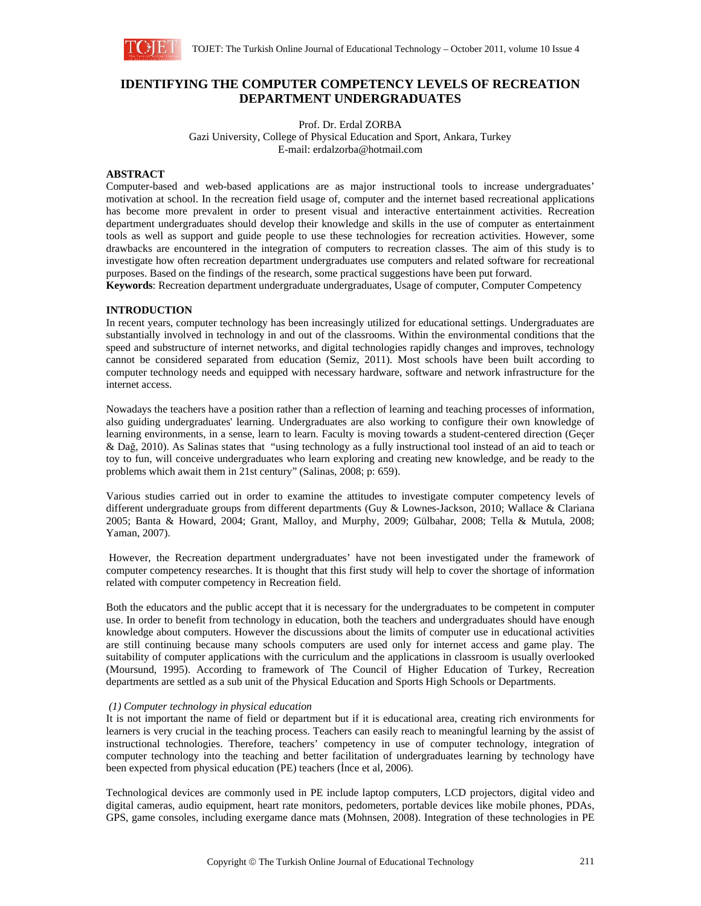# IDENTIFYING THE COMPUTER COMPETENCY LEVELS OF RECREATION DEPARTMENT UNDERGRADUATES

Prof. Dr. Erdal ZORBA
Gazi University, College of Physical Education and Sport, Ankara, Turkey
E-mail: erdalzorba@hotmail.com

## ABSTRACT

Computer-based and web-based applications are as major instructional tools to increase undergraduates' motivation at school. In the recreation field usage of, computer and the internet based recreational applications has become more prevalent in order to present visual and interactive entertainment activities. Recreation department undergraduates should develop their knowledge and skills in the use of computer as entertainment tools as well as support and guide people to use these technologies for recreation activities. However, some drawbacks are encountered in the integration of computers to recreation classes. The aim of this study is to investigate how often recreation department undergraduates use computers and related software for recreational purposes. Based on the findings of the research, some practical suggestions have been put forward.

**Keywords**: Recreation department undergraduate undergraduates, Usage of computer, Computer Competency

## INTRODUCTION

In recent years, computer technology has been increasingly utilized for educational settings. Undergraduates are substantially involved in technology in and out of the classrooms. Within the environmental conditions that the speed and substructure of internet networks, and digital technologies rapidly changes and improves, technology cannot be considered separated from education (Semiz, 2011). Most schools have been built according to computer technology needs and equipped with necessary hardware, software and network infrastructure for the internet access.

Nowadays the teachers have a position rather than a reflection of learning and teaching processes of information, also guiding undergraduates' learning. Undergraduates are also working to configure their own knowledge of learning environments, in a sense, learn to learn. Faculty is moving towards a student-centered direction (Geçer & Dağ, 2010). As Salinas states that "using technology as a fully instructional tool instead of an aid to teach or toy to fun, will conceive undergraduates who learn exploring and creating new knowledge, and be ready to the problems which await them in 21st century" (Salinas, 2008; p: 659).

Various studies carried out in order to examine the attitudes to investigate computer competency levels of different undergraduate groups from different departments (Guy & Lownes-Jackson, 2010; Wallace & Clariana 2005; Banta & Howard, 2004; Grant, Malloy, and Murphy, 2009; Gülbahar, 2008; Tella & Mutula, 2008; Yaman, 2007).

However, the Recreation department undergraduates' have not been investigated under the framework of computer competency researches. It is thought that this first study will help to cover the shortage of information related with computer competency in Recreation field.

Both the educators and the public accept that it is necessary for the undergraduates to be competent in computer use. In order to benefit from technology in education, both the teachers and undergraduates should have enough knowledge about computers. However the discussions about the limits of computer use in educational activities are still continuing because many schools computers are used only for internet access and game play. The suitability of computer applications with the curriculum and the applications in classroom is usually overlooked (Moursund, 1995). According to framework of The Council of Higher Education of Turkey, Recreation departments are settled as a sub unit of the Physical Education and Sports High Schools or Departments.

### *(1) Computer technology in physical education*

It is not important the name of field or department but if it is educational area, creating rich environments for learners is very crucial in the teaching process. Teachers can easily reach to meaningful learning by the assist of instructional technologies. Therefore, teachers' competency in use of computer technology, integration of computer technology into the teaching and better facilitation of undergraduates learning by technology have been expected from physical education (PE) teachers (İnce et al, 2006).

Technological devices are commonly used in PE include laptop computers, LCD projectors, digital video and digital cameras, audio equipment, heart rate monitors, pedometers, portable devices like mobile phones, PDAs, GPS, game consoles, including exergame dance mats (Mohnsen, 2008). Integration of these technologies in PE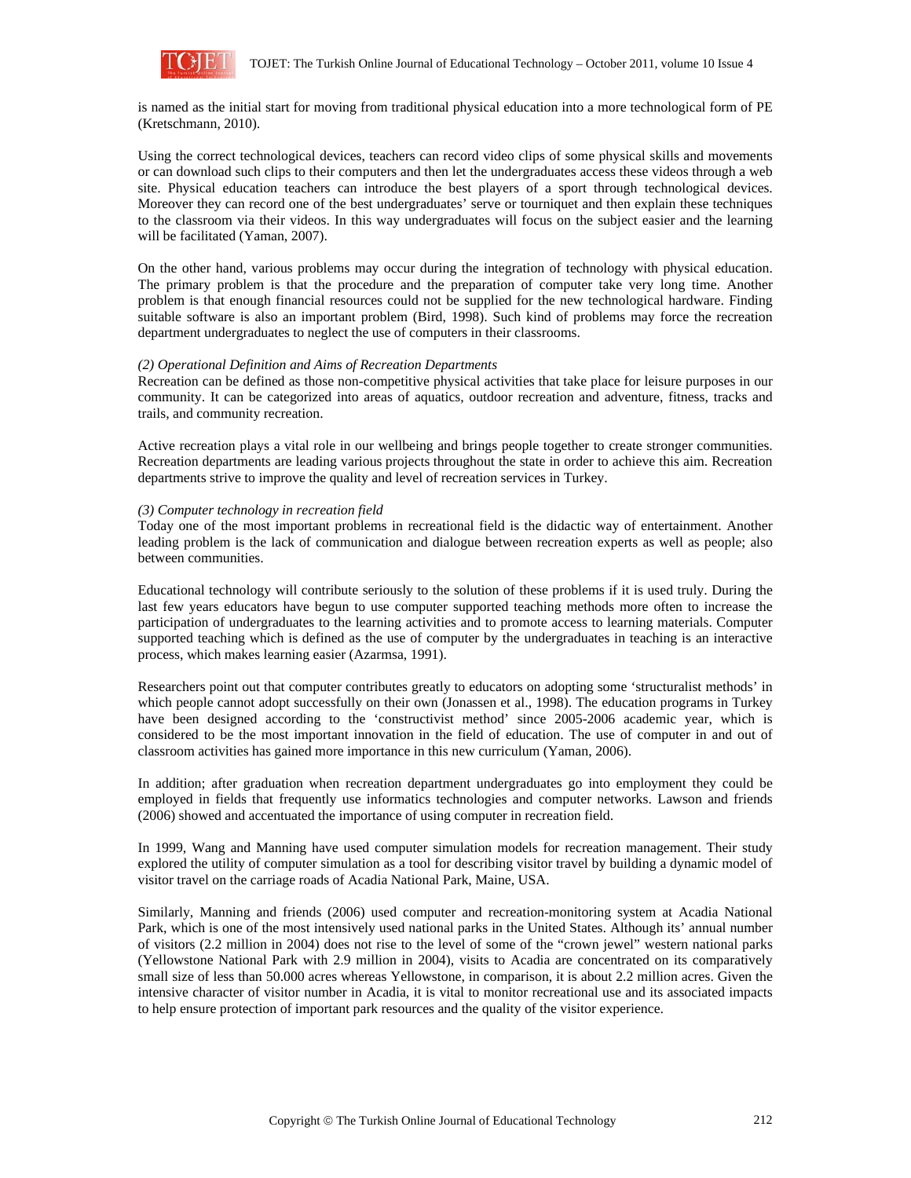is named as the initial start for moving from traditional physical education into a more technological form of PE (Kretschmann, 2010).

Using the correct technological devices, teachers can record video clips of some physical skills and movements or can download such clips to their computers and then let the undergraduates access these videos through a web site. Physical education teachers can introduce the best players of a sport through technological devices. Moreover they can record one of the best undergraduates' serve or tourniquet and then explain these techniques to the classroom via their videos. In this way undergraduates will focus on the subject easier and the learning will be facilitated (Yaman, 2007).

On the other hand, various problems may occur during the integration of technology with physical education. The primary problem is that the procedure and the preparation of computer take very long time. Another problem is that enough financial resources could not be supplied for the new technological hardware. Finding suitable software is also an important problem (Bird, 1998). Such kind of problems may force the recreation department undergraduates to neglect the use of computers in their classrooms.

*(2) Operational Definition and Aims of Recreation Departments*

Recreation can be defined as those non-competitive physical activities that take place for leisure purposes in our community. It can be categorized into areas of aquatics, outdoor recreation and adventure, fitness, tracks and trails, and community recreation.

Active recreation plays a vital role in our wellbeing and brings people together to create stronger communities. Recreation departments are leading various projects throughout the state in order to achieve this aim. Recreation departments strive to improve the quality and level of recreation services in Turkey.

*(3) Computer technology in recreation field*

Today one of the most important problems in recreational field is the didactic way of entertainment. Another leading problem is the lack of communication and dialogue between recreation experts as well as people; also between communities.

Educational technology will contribute seriously to the solution of these problems if it is used truly. During the last few years educators have begun to use computer supported teaching methods more often to increase the participation of undergraduates to the learning activities and to promote access to learning materials. Computer supported teaching which is defined as the use of computer by the undergraduates in teaching is an interactive process, which makes learning easier (Azarmsa, 1991).

Researchers point out that computer contributes greatly to educators on adopting some 'structuralist methods' in which people cannot adopt successfully on their own (Jonassen et al., 1998). The education programs in Turkey have been designed according to the 'constructivist method' since 2005-2006 academic year, which is considered to be the most important innovation in the field of education. The use of computer in and out of classroom activities has gained more importance in this new curriculum (Yaman, 2006).

In addition; after graduation when recreation department undergraduates go into employment they could be employed in fields that frequently use informatics technologies and computer networks. Lawson and friends (2006) showed and accentuated the importance of using computer in recreation field.

In 1999, Wang and Manning have used computer simulation models for recreation management. Their study explored the utility of computer simulation as a tool for describing visitor travel by building a dynamic model of visitor travel on the carriage roads of Acadia National Park, Maine, USA.

Similarly, Manning and friends (2006) used computer and recreation-monitoring system at Acadia National Park, which is one of the most intensively used national parks in the United States. Although its' annual number of visitors (2.2 million in 2004) does not rise to the level of some of the "crown jewel" western national parks (Yellowstone National Park with 2.9 million in 2004), visits to Acadia are concentrated on its comparatively small size of less than 50.000 acres whereas Yellowstone, in comparison, it is about 2.2 million acres. Given the intensive character of visitor number in Acadia, it is vital to monitor recreational use and its associated impacts to help ensure protection of important park resources and the quality of the visitor experience.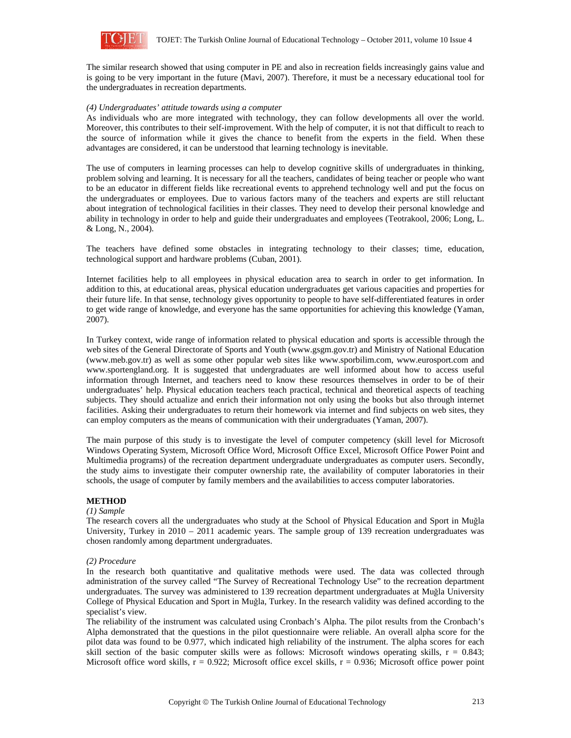The similar research showed that using computer in PE and also in recreation fields increasingly gains value and is going to be very important in the future (Mavi, 2007). Therefore, it must be a necessary educational tool for the undergraduates in recreation departments.

*(4) Undergraduates' attitude towards using a computer*

As individuals who are more integrated with technology, they can follow developments all over the world. Moreover, this contributes to their self-improvement. With the help of computer, it is not that difficult to reach to the source of information while it gives the chance to benefit from the experts in the field. When these advantages are considered, it can be understood that learning technology is inevitable.

The use of computers in learning processes can help to develop cognitive skills of undergraduates in thinking, problem solving and learning. It is necessary for all the teachers, candidates of being teacher or people who want to be an educator in different fields like recreational events to apprehend technology well and put the focus on the undergraduates or employees. Due to various factors many of the teachers and experts are still reluctant about integration of technological facilities in their classes. They need to develop their personal knowledge and ability in technology in order to help and guide their undergraduates and employees (Teotrakool, 2006; Long, L. & Long, N., 2004).

The teachers have defined some obstacles in integrating technology to their classes; time, education, technological support and hardware problems (Cuban, 2001).

Internet facilities help to all employees in physical education area to search in order to get information. In addition to this, at educational areas, physical education undergraduates get various capacities and properties for their future life. In that sense, technology gives opportunity to people to have self-differentiated features in order to get wide range of knowledge, and everyone has the same opportunities for achieving this knowledge (Yaman, 2007).

In Turkey context, wide range of information related to physical education and sports is accessible through the web sites of the General Directorate of Sports and Youth (www.gsgm.gov.tr) and Ministry of National Education (www.meb.gov.tr) as well as some other popular web sites like www.sporbilim.com, www.eurosport.com and www.sportengland.org. It is suggested that undergraduates are well informed about how to access useful information through Internet, and teachers need to know these resources themselves in order to be of their undergraduates' help. Physical education teachers teach practical, technical and theoretical aspects of teaching subjects. They should actualize and enrich their information not only using the books but also through internet facilities. Asking their undergraduates to return their homework via internet and find subjects on web sites, they can employ computers as the means of communication with their undergraduates (Yaman, 2007).

The main purpose of this study is to investigate the level of computer competency (skill level for Microsoft Windows Operating System, Microsoft Office Word, Microsoft Office Excel, Microsoft Office Power Point and Multimedia programs) of the recreation department undergraduate undergraduates as computer users. Secondly, the study aims to investigate their computer ownership rate, the availability of computer laboratories in their schools, the usage of computer by family members and the availabilities to access computer laboratories.

## METHOD

*(1) Sample*

The research covers all the undergraduates who study at the School of Physical Education and Sport in Muğla University, Turkey in 2010 – 2011 academic years. The sample group of 139 recreation undergraduates was chosen randomly among department undergraduates.

*(2) Procedure*

In the research both quantitative and qualitative methods were used. The data was collected through administration of the survey called "The Survey of Recreational Technology Use" to the recreation department undergraduates. The survey was administered to 139 recreation department undergraduates at Muğla University College of Physical Education and Sport in Muğla, Turkey. In the research validity was defined according to the specialist's view.

The reliability of the instrument was calculated using Cronbach's Alpha. The pilot results from the Cronbach's Alpha demonstrated that the questions in the pilot questionnaire were reliable. An overall alpha score for the pilot data was found to be 0.977, which indicated high reliability of the instrument. The alpha scores for each skill section of the basic computer skills were as follows: Microsoft windows operating skills, $r = 0.843$; Microsoft office word skills, $r = 0.922$; Microsoft office excel skills, $r = 0.936$; Microsoft office power point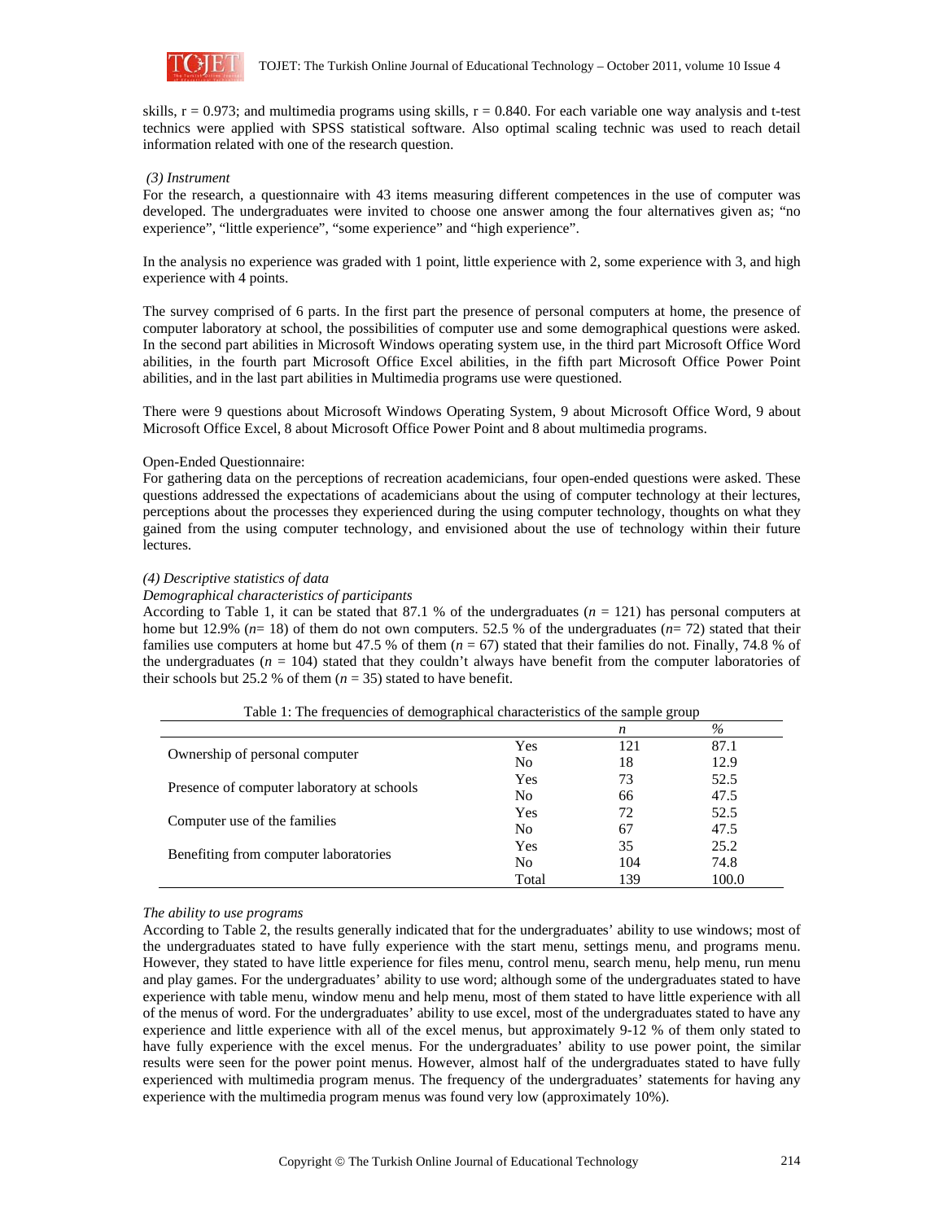skills, $r = 0.973$; and multimedia programs using skills, $r = 0.840$. For each variable one way analysis and t-test technics were applied with SPSS statistical software. Also optimal scaling technic was used to reach detail information related with one of the research question.

*(3) Instrument*

For the research, a questionnaire with 43 items measuring different competences in the use of computer was developed. The undergraduates were invited to choose one answer among the four alternatives given as; "no experience", "little experience", "some experience" and "high experience".

In the analysis no experience was graded with 1 point, little experience with 2, some experience with 3, and high experience with 4 points.

The survey comprised of 6 parts. In the first part the presence of personal computers at home, the presence of computer laboratory at school, the possibilities of computer use and some demographical questions were asked. In the second part abilities in Microsoft Windows operating system use, in the third part Microsoft Office Word abilities, in the fourth part Microsoft Office Excel abilities, in the fifth part Microsoft Office Power Point abilities, and in the last part abilities in Multimedia programs use were questioned.

There were 9 questions about Microsoft Windows Operating System, 9 about Microsoft Office Word, 9 about Microsoft Office Excel, 8 about Microsoft Office Power Point and 8 about multimedia programs.

Open-Ended Questionnaire:

For gathering data on the perceptions of recreation academicians, four open-ended questions were asked. These questions addressed the expectations of academicians about the using of computer technology at their lectures, perceptions about the processes they experienced during the using computer technology, thoughts on what they gained from the using computer technology, and envisioned about the use of technology within their future lectures.

*(4) Descriptive statistics of data*

*Demographical characteristics of participants*

According to Table 1, it can be stated that 87.1 % of the undergraduates ($n = 121$) has personal computers at home but 12.9% ($n = 18$) of them do not own computers. 52.5 % of the undergraduates ($n = 72$) stated that their families use computers at home but 47.5 % of them ($n = 67$) stated that their families do not. Finally, 74.8 % of the undergraduates ($n = 104$) stated that they couldn't always have benefit from the computer laboratories of their schools but 25.2 % of them ($n = 35$) stated to have benefit.

Table 1: The frequencies of demographical characteristics of the sample group

| | | *n* | % |
|---|---|---|---|
| Ownership of personal computer | Yes | 121 | 87.1 |
| | No | 18 | 12.9 |
| Presence of computer laboratory at schools | Yes | 73 | 52.5 |
| | No | 66 | 47.5 |
| Computer use of the families | Yes | 72 | 52.5 |
| | No | 67 | 47.5 |
| Benefiting from computer laboratories | Yes | 35 | 25.2 |
| | No | 104 | 74.8 |
| | Total | 139 | 100.0 |

*The ability to use programs*

According to Table 2, the results generally indicated that for the undergraduates' ability to use windows; most of the undergraduates stated to have fully experience with the start menu, settings menu, and programs menu. However, they stated to have little experience for files menu, control menu, search menu, help menu, run menu and play games. For the undergraduates' ability to use word; although some of the undergraduates stated to have experience with table menu, window menu and help menu, most of them stated to have little experience with all of the menus of word. For the undergraduates' ability to use excel, most of the undergraduates stated to have any experience and little experience with all of the excel menus, but approximately 9-12 % of them only stated to have fully experience with the excel menus. For the undergraduates' ability to use power point, the similar results were seen for the power point menus. However, almost half of the undergraduates stated to have fully experienced with multimedia program menus. The frequency of the undergraduates' statements for having any experience with the multimedia program menus was found very low (approximately 10%).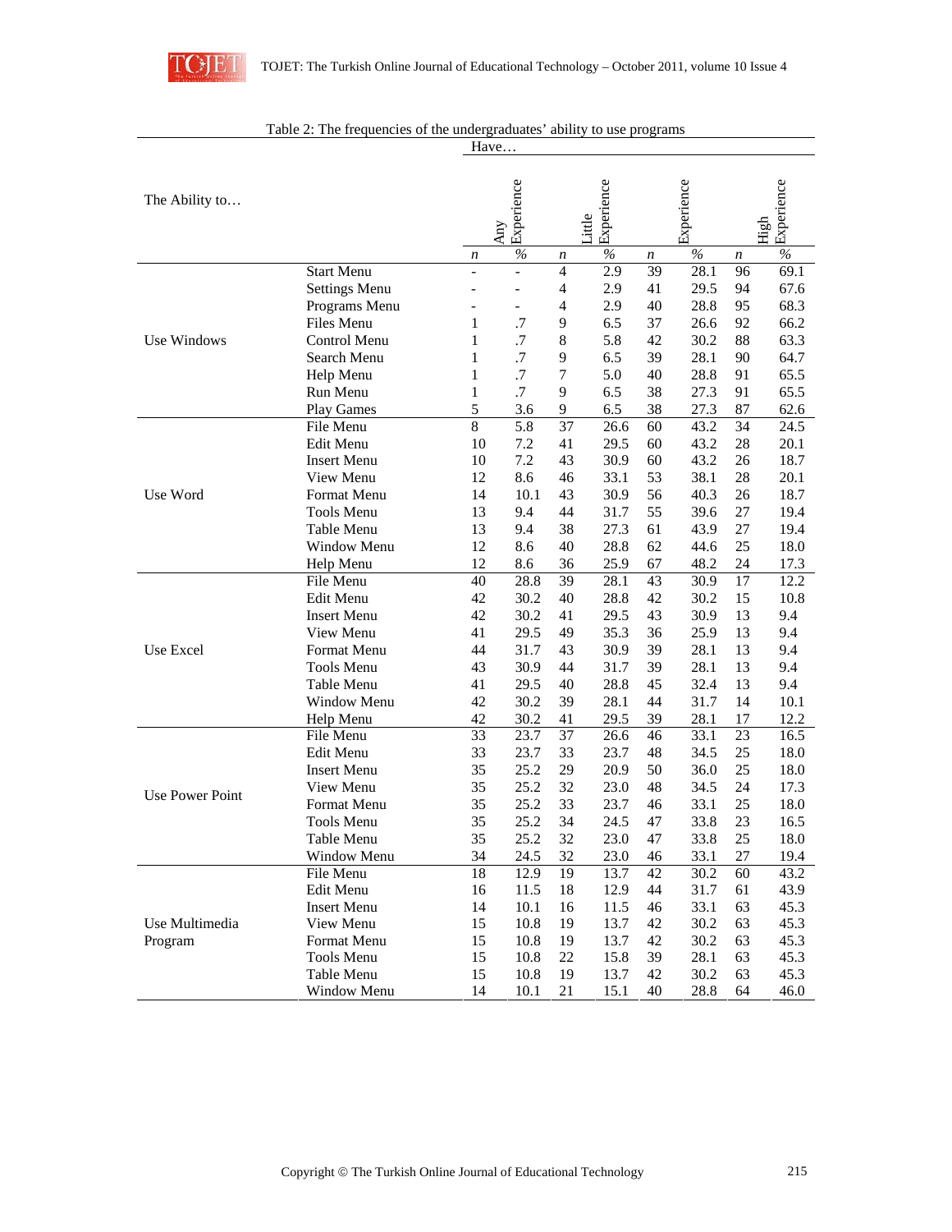Table 2: The frequencies of the undergraduates' ability to use programs

| The Ability to… | | Have… | | | | | | | |
|---|---|---|---|---|---|---|---|---|---|
| | | Any Experience | | Little Experience | | Experience | | High Experience | |
| | | *n* | % | *n* | % | *n* | % | *n* | % |
| Use Windows | Start Menu | - | - | 4 | 2.9 | 39 | 28.1 | 96 | 69.1 |
| | Settings Menu | - | - | 4 | 2.9 | 41 | 29.5 | 94 | 67.6 |
| | Programs Menu | - | - | 4 | 2.9 | 40 | 28.8 | 95 | 68.3 |
| | Files Menu | 1 | .7 | 9 | 6.5 | 37 | 26.6 | 92 | 66.2 |
| | Control Menu | 1 | .7 | 8 | 5.8 | 42 | 30.2 | 88 | 63.3 |
| | Search Menu | 1 | .7 | 9 | 6.5 | 39 | 28.1 | 90 | 64.7 |
| | Help Menu | 1 | .7 | 7 | 5.0 | 40 | 28.8 | 91 | 65.5 |
| | Run Menu | 1 | .7 | 9 | 6.5 | 38 | 27.3 | 91 | 65.5 |
| | Play Games | 5 | 3.6 | 9 | 6.5 | 38 | 27.3 | 87 | 62.6 |
| Use Word | File Menu | 8 | 5.8 | 37 | 26.6 | 60 | 43.2 | 34 | 24.5 |
| | Edit Menu | 10 | 7.2 | 41 | 29.5 | 60 | 43.2 | 28 | 20.1 |
| | Insert Menu | 10 | 7.2 | 43 | 30.9 | 60 | 43.2 | 26 | 18.7 |
| | View Menu | 12 | 8.6 | 46 | 33.1 | 53 | 38.1 | 28 | 20.1 |
| | Format Menu | 14 | 10.1 | 43 | 30.9 | 56 | 40.3 | 26 | 18.7 |
| | Tools Menu | 13 | 9.4 | 44 | 31.7 | 55 | 39.6 | 27 | 19.4 |
| | Table Menu | 13 | 9.4 | 38 | 27.3 | 61 | 43.9 | 27 | 19.4 |
| | Window Menu | 12 | 8.6 | 40 | 28.8 | 62 | 44.6 | 25 | 18.0 |
| | Help Menu | 12 | 8.6 | 36 | 25.9 | 67 | 48.2 | 24 | 17.3 |
| Use Excel | File Menu | 40 | 28.8 | 39 | 28.1 | 43 | 30.9 | 17 | 12.2 |
| | Edit Menu | 42 | 30.2 | 40 | 28.8 | 42 | 30.2 | 15 | 10.8 |
| | Insert Menu | 42 | 30.2 | 41 | 29.5 | 43 | 30.9 | 13 | 9.4 |
| | View Menu | 41 | 29.5 | 49 | 35.3 | 36 | 25.9 | 13 | 9.4 |
| | Format Menu | 44 | 31.7 | 43 | 30.9 | 39 | 28.1 | 13 | 9.4 |
| | Tools Menu | 43 | 30.9 | 44 | 31.7 | 39 | 28.1 | 13 | 9.4 |
| | Table Menu | 41 | 29.5 | 40 | 28.8 | 45 | 32.4 | 13 | 9.4 |
| | Window Menu | 42 | 30.2 | 39 | 28.1 | 44 | 31.7 | 14 | 10.1 |
| | Help Menu | 42 | 30.2 | 41 | 29.5 | 39 | 28.1 | 17 | 12.2 |
| Use Power Point | File Menu | 33 | 23.7 | 37 | 26.6 | 46 | 33.1 | 23 | 16.5 |
| | Edit Menu | 33 | 23.7 | 33 | 23.7 | 48 | 34.5 | 25 | 18.0 |
| | Insert Menu | 35 | 25.2 | 29 | 20.9 | 50 | 36.0 | 25 | 18.0 |
| | View Menu | 35 | 25.2 | 32 | 23.0 | 48 | 34.5 | 24 | 17.3 |
| | Format Menu | 35 | 25.2 | 33 | 23.7 | 46 | 33.1 | 25 | 18.0 |
| | Tools Menu | 35 | 25.2 | 34 | 24.5 | 47 | 33.8 | 23 | 16.5 |
| | Table Menu | 35 | 25.2 | 32 | 23.0 | 47 | 33.8 | 25 | 18.0 |
| | Window Menu | 34 | 24.5 | 32 | 23.0 | 46 | 33.1 | 27 | 19.4 |
| Use Multimedia Program | File Menu | 18 | 12.9 | 19 | 13.7 | 42 | 30.2 | 60 | 43.2 |
| | Edit Menu | 16 | 11.5 | 18 | 12.9 | 44 | 31.7 | 61 | 43.9 |
| | Insert Menu | 14 | 10.1 | 16 | 11.5 | 46 | 33.1 | 63 | 45.3 |
| | View Menu | 15 | 10.8 | 19 | 13.7 | 42 | 30.2 | 63 | 45.3 |
| | Format Menu | 15 | 10.8 | 19 | 13.7 | 42 | 30.2 | 63 | 45.3 |
| | Tools Menu | 15 | 10.8 | 22 | 15.8 | 39 | 28.1 | 63 | 45.3 |
| | Table Menu | 15 | 10.8 | 19 | 13.7 | 42 | 30.2 | 63 | 45.3 |
| | Window Menu | 14 | 10.1 | 21 | 15.1 | 40 | 28.8 | 64 | 46.0 |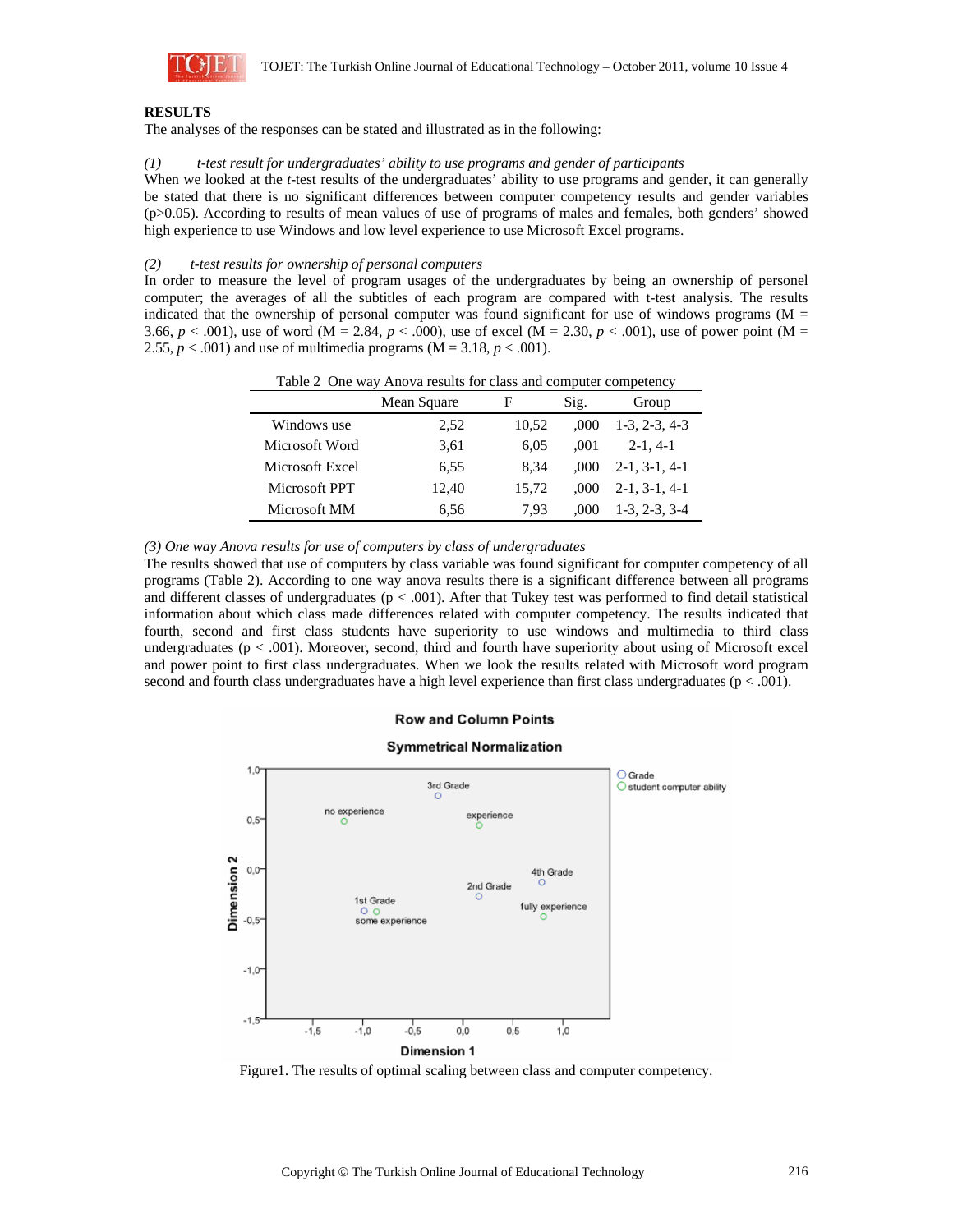## RESULTS

The analyses of the responses can be stated and illustrated as in the following:

*(1) t-test result for undergraduates' ability to use programs and gender of participants*

When we looked at the *t*-test results of the undergraduates' ability to use programs and gender, it can generally be stated that there is no significant differences between computer competency results and gender variables ($p>0.05$). According to results of mean values of use of programs of males and females, both genders' showed high experience to use Windows and low level experience to use Microsoft Excel programs.

*(2) t-test results for ownership of personal computers*

In order to measure the level of program usages of the undergraduates by being an ownership of personel computer; the averages of all the subtitles of each program are compared with t-test analysis. The results indicated that the ownership of personal computer was found significant for use of windows programs ($M = 3.66$, $p < .001$), use of word ($M = 2.84$, $p < .000$), use of excel ($M = 2.30$, $p < .001$), use of power point ($M = 2.55$, $p < .001$) and use of multimedia programs ($M = 3.18$, $p < .001$).

Table 2 One way Anova results for class and computer competency

| | Mean Square | F | Sig. | Group |
|---|---|---|---|---|
| Windows use | 2,52 | 10,52 | ,000 | 1-3, 2-3, 4-3 |
| Microsoft Word | 3,61 | 6,05 | ,001 | 2-1, 4-1 |
| Microsoft Excel | 6,55 | 8,34 | ,000 | 2-1, 3-1, 4-1 |
| Microsoft PPT | 12,40 | 15,72 | ,000 | 2-1, 3-1, 4-1 |
| Microsoft MM | 6,56 | 7,93 | ,000 | 1-3, 2-3, 3-4 |

*(3) One way Anova results for use of computers by class of undergraduates*

The results showed that use of computers by class variable was found significant for computer competency of all programs (Table 2). According to one way anova results there is a significant difference between all programs and different classes of undergraduates ($p < .001$). After that Tukey test was performed to find detail statistical information about which class made differences related with computer competency. The results indicated that fourth, second and first class students have superiority to use windows and multimedia to third class undergraduates ($p < .001$). Moreover, second, third and fourth have superiority about using of Microsoft excel and power point to first class undergraduates. When we look the results related with Microsoft word program second and fourth class undergraduates have a high level experience than first class undergraduates ($p < .001$).

Figure1. The results of optimal scaling between class and computer competency.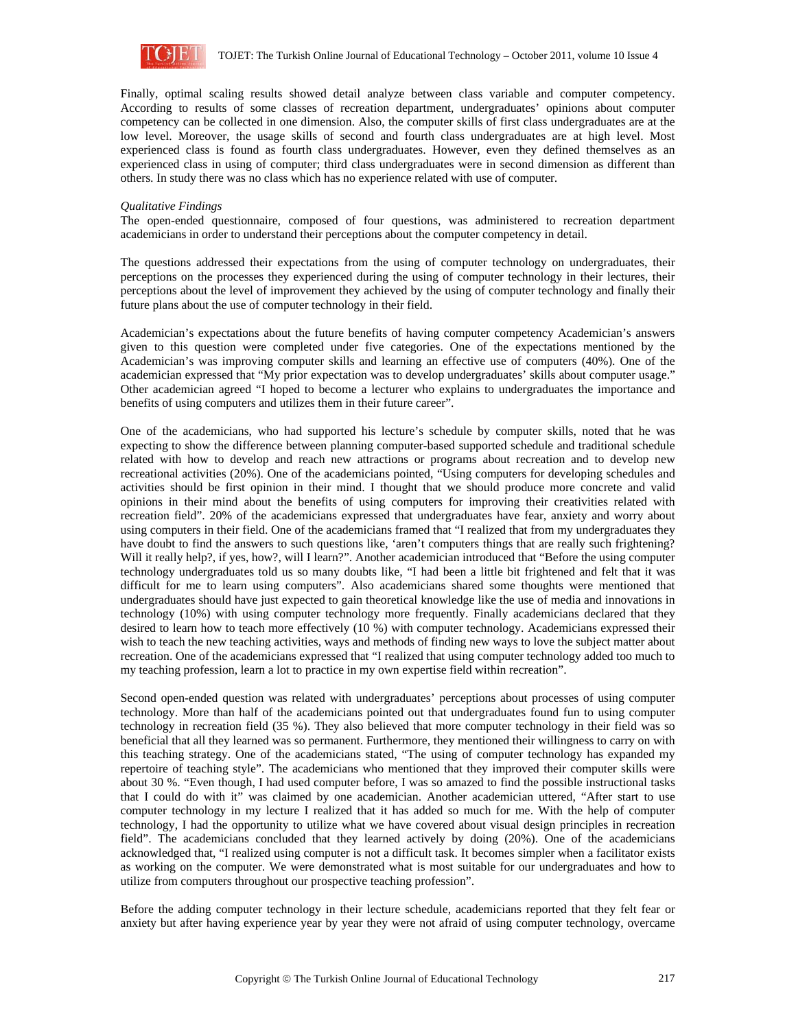Finally, optimal scaling results showed detail analyze between class variable and computer competency. According to results of some classes of recreation department, undergraduates' opinions about computer competency can be collected in one dimension. Also, the computer skills of first class undergraduates are at the low level. Moreover, the usage skills of second and fourth class undergraduates are at high level. Most experienced class is found as fourth class undergraduates. However, even they defined themselves as an experienced class in using of computer; third class undergraduates were in second dimension as different than others. In study there was no class which has no experience related with use of computer.

*Qualitative Findings*

The open-ended questionnaire, composed of four questions, was administered to recreation department academicians in order to understand their perceptions about the computer competency in detail.

The questions addressed their expectations from the using of computer technology on undergraduates, their perceptions on the processes they experienced during the using of computer technology in their lectures, their perceptions about the level of improvement they achieved by the using of computer technology and finally their future plans about the use of computer technology in their field.

Academician's expectations about the future benefits of having computer competency Academician's answers given to this question were completed under five categories. One of the expectations mentioned by the Academician's was improving computer skills and learning an effective use of computers (40%). One of the academician expressed that "My prior expectation was to develop undergraduates' skills about computer usage." Other academician agreed "I hoped to become a lecturer who explains to undergraduates the importance and benefits of using computers and utilizes them in their future career".

One of the academicians, who had supported his lecture's schedule by computer skills, noted that he was expecting to show the difference between planning computer-based supported schedule and traditional schedule related with how to develop and reach new attractions or programs about recreation and to develop new recreational activities (20%). One of the academicians pointed, "Using computers for developing schedules and activities should be first opinion in their mind. I thought that we should produce more concrete and valid opinions in their mind about the benefits of using computers for improving their creativities related with recreation field". 20% of the academicians expressed that undergraduates have fear, anxiety and worry about using computers in their field. One of the academicians framed that "I realized that from my undergraduates they have doubt to find the answers to such questions like, 'aren't computers things that are really such frightening? Will it really help?, if yes, how?, will I learn?". Another academician introduced that "Before the using computer technology undergraduates told us so many doubts like, "I had been a little bit frightened and felt that it was difficult for me to learn using computers". Also academicians shared some thoughts were mentioned that undergraduates should have just expected to gain theoretical knowledge like the use of media and innovations in technology (10%) with using computer technology more frequently. Finally academicians declared that they desired to learn how to teach more effectively (10 %) with computer technology. Academicians expressed their wish to teach the new teaching activities, ways and methods of finding new ways to love the subject matter about recreation. One of the academicians expressed that "I realized that using computer technology added too much to my teaching profession, learn a lot to practice in my own expertise field within recreation".

Second open-ended question was related with undergraduates' perceptions about processes of using computer technology. More than half of the academicians pointed out that undergraduates found fun to using computer technology in recreation field (35 %). They also believed that more computer technology in their field was so beneficial that all they learned was so permanent. Furthermore, they mentioned their willingness to carry on with this teaching strategy. One of the academicians stated, "The using of computer technology has expanded my repertoire of teaching style". The academicians who mentioned that they improved their computer skills were about 30 %. "Even though, I had used computer before, I was so amazed to find the possible instructional tasks that I could do with it" was claimed by one academician. Another academician uttered, "After start to use computer technology in my lecture I realized that it has added so much for me. With the help of computer technology, I had the opportunity to utilize what we have covered about visual design principles in recreation field". The academicians concluded that they learned actively by doing (20%). One of the academicians acknowledged that, "I realized using computer is not a difficult task. It becomes simpler when a facilitator exists as working on the computer. We were demonstrated what is most suitable for our undergraduates and how to utilize from computers throughout our prospective teaching profession".

Before the adding computer technology in their lecture schedule, academicians reported that they felt fear or anxiety but after having experience year by year they were not afraid of using computer technology, overcame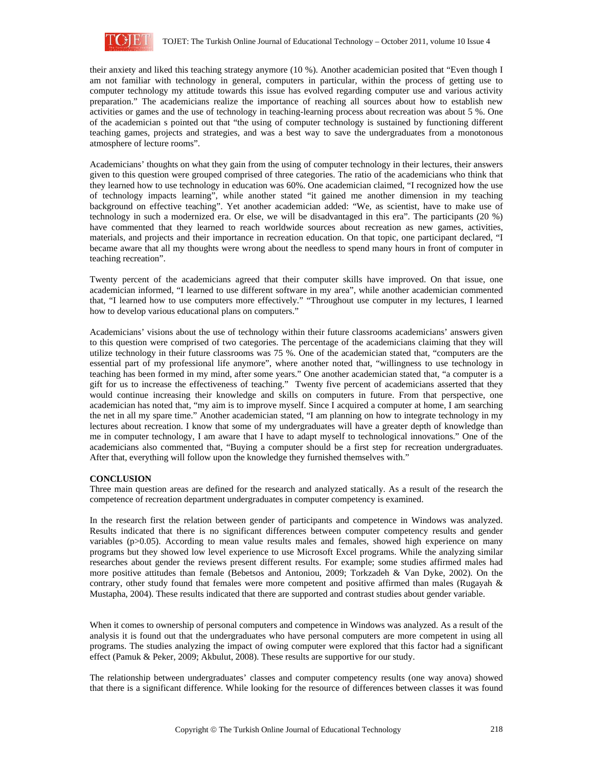their anxiety and liked this teaching strategy anymore (10 %). Another academician posited that "Even though I am not familiar with technology in general, computers in particular, within the process of getting use to computer technology my attitude towards this issue has evolved regarding computer use and various activity preparation." The academicians realize the importance of reaching all sources about how to establish new activities or games and the use of technology in teaching-learning process about recreation was about 5 %. One of the academician s pointed out that "the using of computer technology is sustained by functioning different teaching games, projects and strategies, and was a best way to save the undergraduates from a monotonous atmosphere of lecture rooms".

Academicians' thoughts on what they gain from the using of computer technology in their lectures, their answers given to this question were grouped comprised of three categories. The ratio of the academicians who think that they learned how to use technology in education was 60%. One academician claimed, "I recognized how the use of technology impacts learning", while another stated "it gained me another dimension in my teaching background on effective teaching". Yet another academician added: "We, as scientist, have to make use of technology in such a modernized era. Or else, we will be disadvantaged in this era". The participants (20 %) have commented that they learned to reach worldwide sources about recreation as new games, activities, materials, and projects and their importance in recreation education. On that topic, one participant declared, "I became aware that all my thoughts were wrong about the needless to spend many hours in front of computer in teaching recreation".

Twenty percent of the academicians agreed that their computer skills have improved. On that issue, one academician informed, "I learned to use different software in my area", while another academician commented that, "I learned how to use computers more effectively." "Throughout use computer in my lectures, I learned how to develop various educational plans on computers."

Academicians' visions about the use of technology within their future classrooms academicians' answers given to this question were comprised of two categories. The percentage of the academicians claiming that they will utilize technology in their future classrooms was 75 %. One of the academician stated that, "computers are the essential part of my professional life anymore", where another noted that, "willingness to use technology in teaching has been formed in my mind, after some years." One another academician stated that, "a computer is a gift for us to increase the effectiveness of teaching." Twenty five percent of academicians asserted that they would continue increasing their knowledge and skills on computers in future. From that perspective, one academician has noted that, "my aim is to improve myself. Since I acquired a computer at home, I am searching the net in all my spare time." Another academician stated, "I am planning on how to integrate technology in my lectures about recreation. I know that some of my undergraduates will have a greater depth of knowledge than me in computer technology, I am aware that I have to adapt myself to technological innovations." One of the academicians also commented that, "Buying a computer should be a first step for recreation undergraduates. After that, everything will follow upon the knowledge they furnished themselves with."

## CONCLUSION

Three main question areas are defined for the research and analyzed statically. As a result of the research the competence of recreation department undergraduates in computer competency is examined.

In the research first the relation between gender of participants and competence in Windows was analyzed. Results indicated that there is no significant differences between computer competency results and gender variables ($p>0.05$). According to mean value results males and females, showed high experience on many programs but they showed low level experience to use Microsoft Excel programs. While the analyzing similar researches about gender the reviews present different results. For example; some studies affirmed males had more positive attitudes than female (Bebetsos and Antoniou, 2009; Torkzadeh & Van Dyke, 2002). On the contrary, other study found that females were more competent and positive affirmed than males (Rugayah & Mustapha, 2004). These results indicated that there are supported and contrast studies about gender variable.

When it comes to ownership of personal computers and competence in Windows was analyzed. As a result of the analysis it is found out that the undergraduates who have personal computers are more competent in using all programs. The studies analyzing the impact of owing computer were explored that this factor had a significant effect (Pamuk & Peker, 2009; Akbulut, 2008). These results are supportive for our study.

The relationship between undergraduates' classes and computer competency results (one way anova) showed that there is a significant difference. While looking for the resource of differences between classes it was found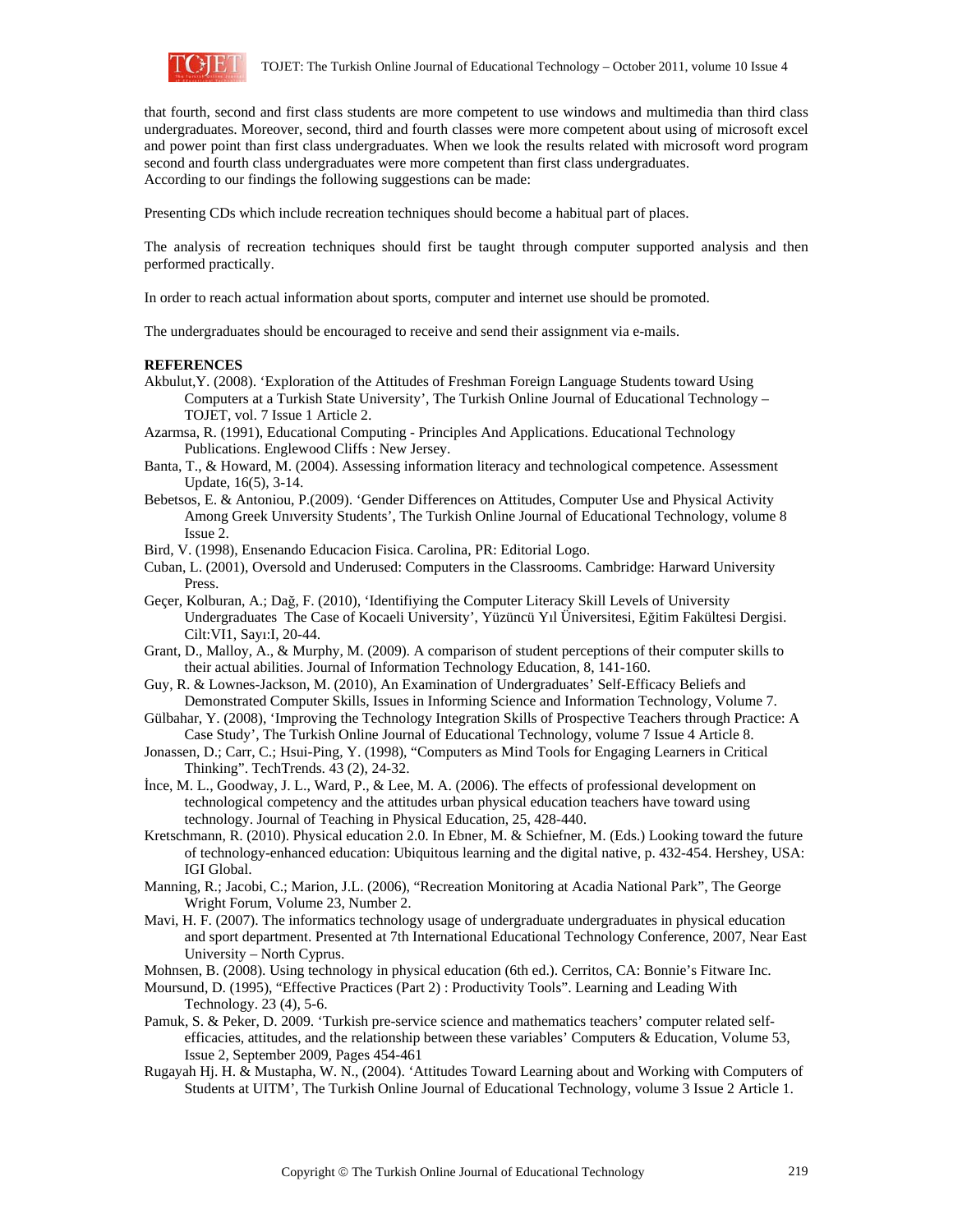that fourth, second and first class students are more competent to use windows and multimedia than third class undergraduates. Moreover, second, third and fourth classes were more competent about using of microsoft excel and power point than first class undergraduates. When we look the results related with microsoft word program second and fourth class undergraduates were more competent than first class undergraduates.
According to our findings the following suggestions can be made:

Presenting CDs which include recreation techniques should become a habitual part of places.

The analysis of recreation techniques should first be taught through computer supported analysis and then performed practically.

In order to reach actual information about sports, computer and internet use should be promoted.

The undergraduates should be encouraged to receive and send their assignment via e-mails.

**REFERENCES**

Akbulut,Y. (2008). 'Exploration of the Attitudes of Freshman Foreign Language Students toward Using Computers at a Turkish State University', The Turkish Online Journal of Educational Technology – TOJET, vol. 7 Issue 1 Article 2.

Azarmsa, R. (1991), Educational Computing - Principles And Applications. Educational Technology Publications. Englewood Cliffs : New Jersey.

Banta, T., & Howard, M. (2004). Assessing information literacy and technological competence. Assessment Update, 16(5), 3-14.

Bebetsos, E. & Antoniou, P.(2009). 'Gender Differences on Attitudes, Computer Use and Physical Activity Among Greek Unıversity Students', The Turkish Online Journal of Educational Technology, volume 8 Issue 2.

Bird, V. (1998), Ensenando Educacion Fisica. Carolina, PR: Editorial Logo.

Cuban, L. (2001), Oversold and Underused: Computers in the Classrooms. Cambridge: Harward University Press.

Geçer, Kolburan, A.; Dağ, F. (2010), 'Identifiying the Computer Literacy Skill Levels of University Undergraduates The Case of Kocaeli University', Yüzüncü Yıl Üniversitesi, Eğitim Fakültesi Dergisi. Cilt:VI1, Sayı:I, 20-44.

Grant, D., Malloy, A., & Murphy, M. (2009). A comparison of student perceptions of their computer skills to their actual abilities. Journal of Information Technology Education, 8, 141-160.

Guy, R. & Lownes-Jackson, M. (2010), An Examination of Undergraduates' Self-Efficacy Beliefs and Demonstrated Computer Skills, Issues in Informing Science and Information Technology, Volume 7.

Gülbahar, Y. (2008), 'Improving the Technology Integration Skills of Prospective Teachers through Practice: A Case Study', The Turkish Online Journal of Educational Technology, volume 7 Issue 4 Article 8.

Jonassen, D.; Carr, C.; Hsui-Ping, Y. (1998), "Computers as Mind Tools for Engaging Learners in Critical Thinking". TechTrends. 43 (2), 24-32.

İnce, M. L., Goodway, J. L., Ward, P., & Lee, M. A. (2006). The effects of professional development on technological competency and the attitudes urban physical education teachers have toward using technology. Journal of Teaching in Physical Education, 25, 428-440.

Kretschmann, R. (2010). Physical education 2.0. In Ebner, M. & Schiefner, M. (Eds.) Looking toward the future of technology-enhanced education: Ubiquitous learning and the digital native, p. 432-454. Hershey, USA: IGI Global.

Manning, R.; Jacobi, C.; Marion, J.L. (2006), "Recreation Monitoring at Acadia National Park", The George Wright Forum, Volume 23, Number 2.

Mavi, H. F. (2007). The informatics technology usage of undergraduate undergraduates in physical education and sport department. Presented at 7th International Educational Technology Conference, 2007, Near East University – North Cyprus.

Mohnsen, B. (2008). Using technology in physical education (6th ed.). Cerritos, CA: Bonnie's Fitware Inc.

Moursund, D. (1995), "Effective Practices (Part 2) : Productivity Tools". Learning and Leading With Technology. 23 (4), 5-6.

Pamuk, S. & Peker, D. 2009. 'Turkish pre-service science and mathematics teachers' computer related self-efficacies, attitudes, and the relationship between these variables' Computers & Education, Volume 53, Issue 2, September 2009, Pages 454-461

Rugayah Hj. H. & Mustapha, W. N., (2004). 'Attitudes Toward Learning about and Working with Computers of Students at UITM', The Turkish Online Journal of Educational Technology, volume 3 Issue 2 Article 1.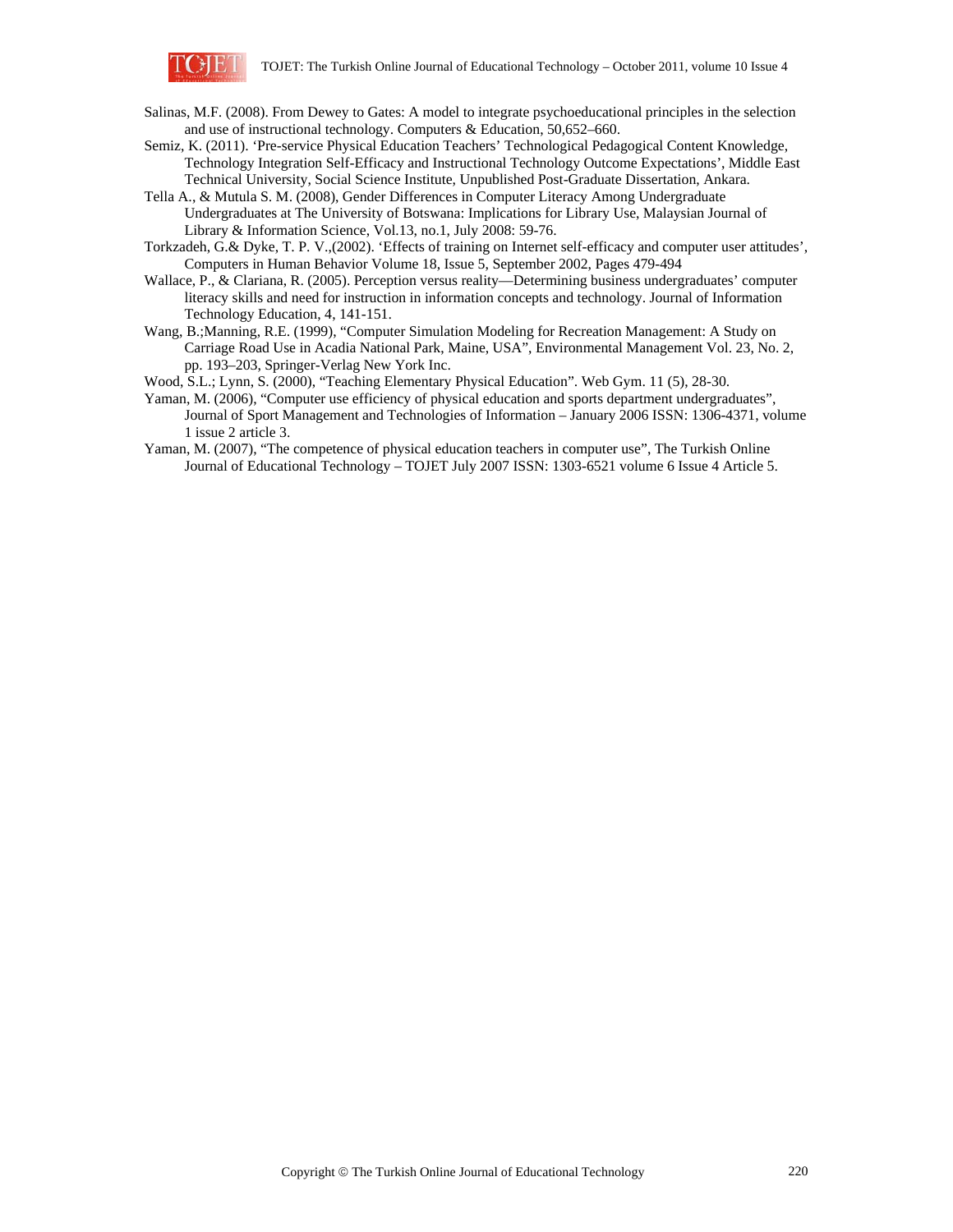Salinas, M.F. (2008). From Dewey to Gates: A model to integrate psychoeducational principles in the selection and use of instructional technology. Computers & Education, 50,652–660.

Semiz, K. (2011). 'Pre-service Physical Education Teachers' Technological Pedagogical Content Knowledge, Technology Integration Self-Efficacy and Instructional Technology Outcome Expectations', Middle East Technical University, Social Science Institute, Unpublished Post-Graduate Dissertation, Ankara.

Tella A., & Mutula S. M. (2008), Gender Differences in Computer Literacy Among Undergraduate Undergraduates at The University of Botswana: Implications for Library Use, Malaysian Journal of Library & Information Science, Vol.13, no.1, July 2008: 59-76.

Torkzadeh, G.& Dyke, T. P. V.,(2002). 'Effects of training on Internet self-efficacy and computer user attitudes', Computers in Human Behavior Volume 18, Issue 5, September 2002, Pages 479-494

Wallace, P., & Clariana, R. (2005). Perception versus reality—Determining business undergraduates' computer literacy skills and need for instruction in information concepts and technology. Journal of Information Technology Education, 4, 141-151.

Wang, B.;Manning, R.E. (1999), "Computer Simulation Modeling for Recreation Management: A Study on Carriage Road Use in Acadia National Park, Maine, USA", Environmental Management Vol. 23, No. 2, pp. 193–203, Springer-Verlag New York Inc.

Wood, S.L.; Lynn, S. (2000), "Teaching Elementary Physical Education". Web Gym. 11 (5), 28-30.

Yaman, M. (2006), "Computer use efficiency of physical education and sports department undergraduates", Journal of Sport Management and Technologies of Information – January 2006 ISSN: 1306-4371, volume 1 issue 2 article 3.

Yaman, M. (2007), "The competence of physical education teachers in computer use", The Turkish Online Journal of Educational Technology – TOJET July 2007 ISSN: 1303-6521 volume 6 Issue 4 Article 5.